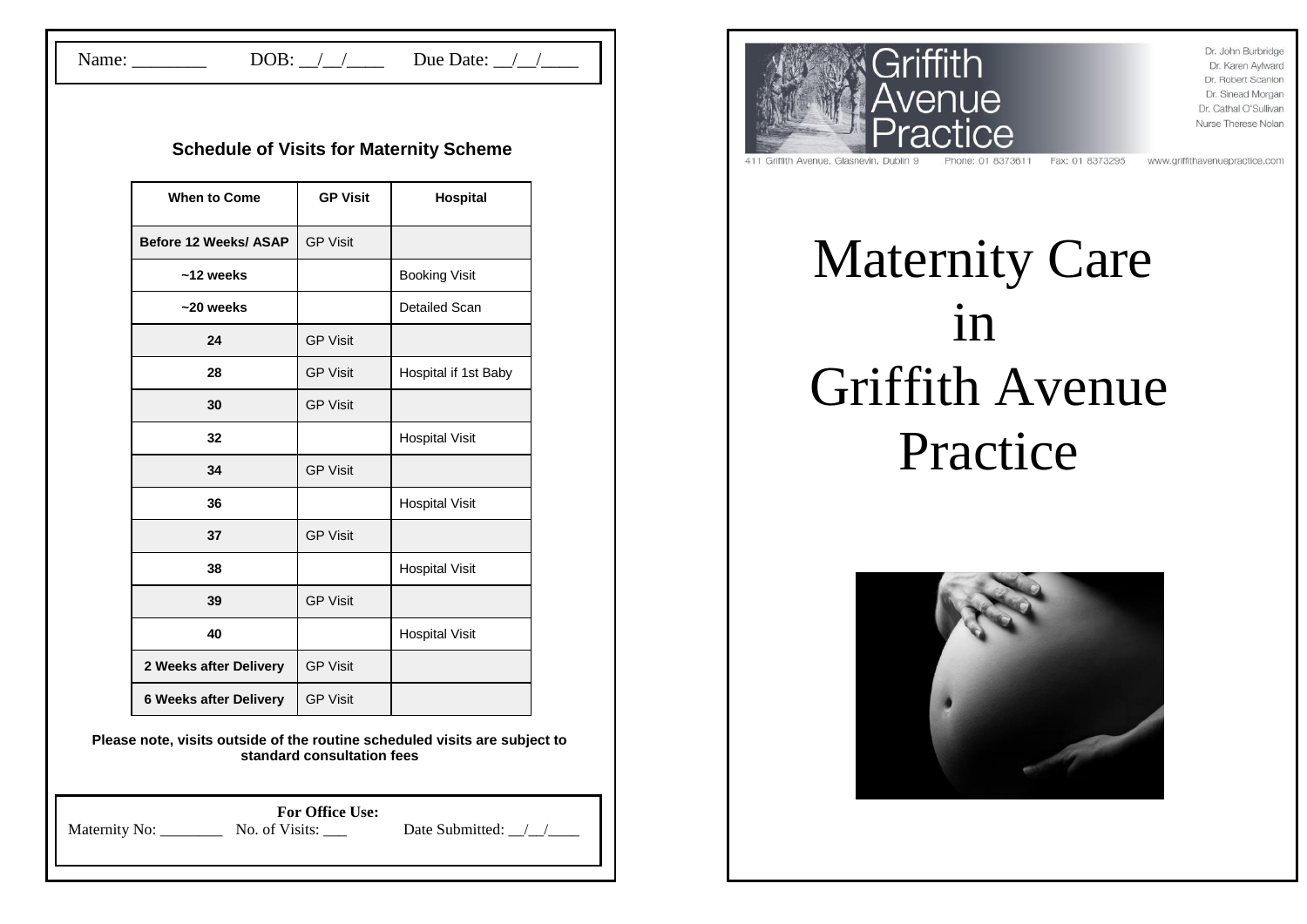Name: ________ DOB: __/__/____ Due Date: __/__/____

## Schedule of Visits for Maternity Scheme

| When to Come | GP Visit | Hospital |
|---|---|---|
| Before 12 Weeks/ ASAP | GP Visit | |
| ~12 weeks | | Booking Visit |
| ~20 weeks | | Detailed Scan |
| 24 | GP Visit | |
| 28 | GP Visit | Hospital if 1st Baby |
| 30 | GP Visit | |
| 32 | | Hospital Visit |
| 34 | GP Visit | |
| 36 | | Hospital Visit |
| 37 | GP Visit | |
| 38 | | Hospital Visit |
| 39 | GP Visit | |
| 40 | | Hospital Visit |
| 2 Weeks after Delivery | GP Visit | |
| 6 Weeks after Delivery | GP Visit | |

**Please note, visits outside of the routine scheduled visits are subject to standard consultation fees**

**For Office Use:**
Maternity No: ________ No. of Visits: ___ Date Submitted: __/__/____

Griffith Avenue Practice

Dr. John Burbridge
Dr. Karen Aylward
Dr. Robert Scanlon
Dr. Sinead Morgan
Dr. Cathal O'Sullivan
Nurse Therese Nolan

411 Griffith Avenue, Glasnevin, Dublin 9 Phone: 01 8373611 Fax: 01 8373295 www.griffithavenuepractice.com

# Maternity Care in Griffith Avenue Practice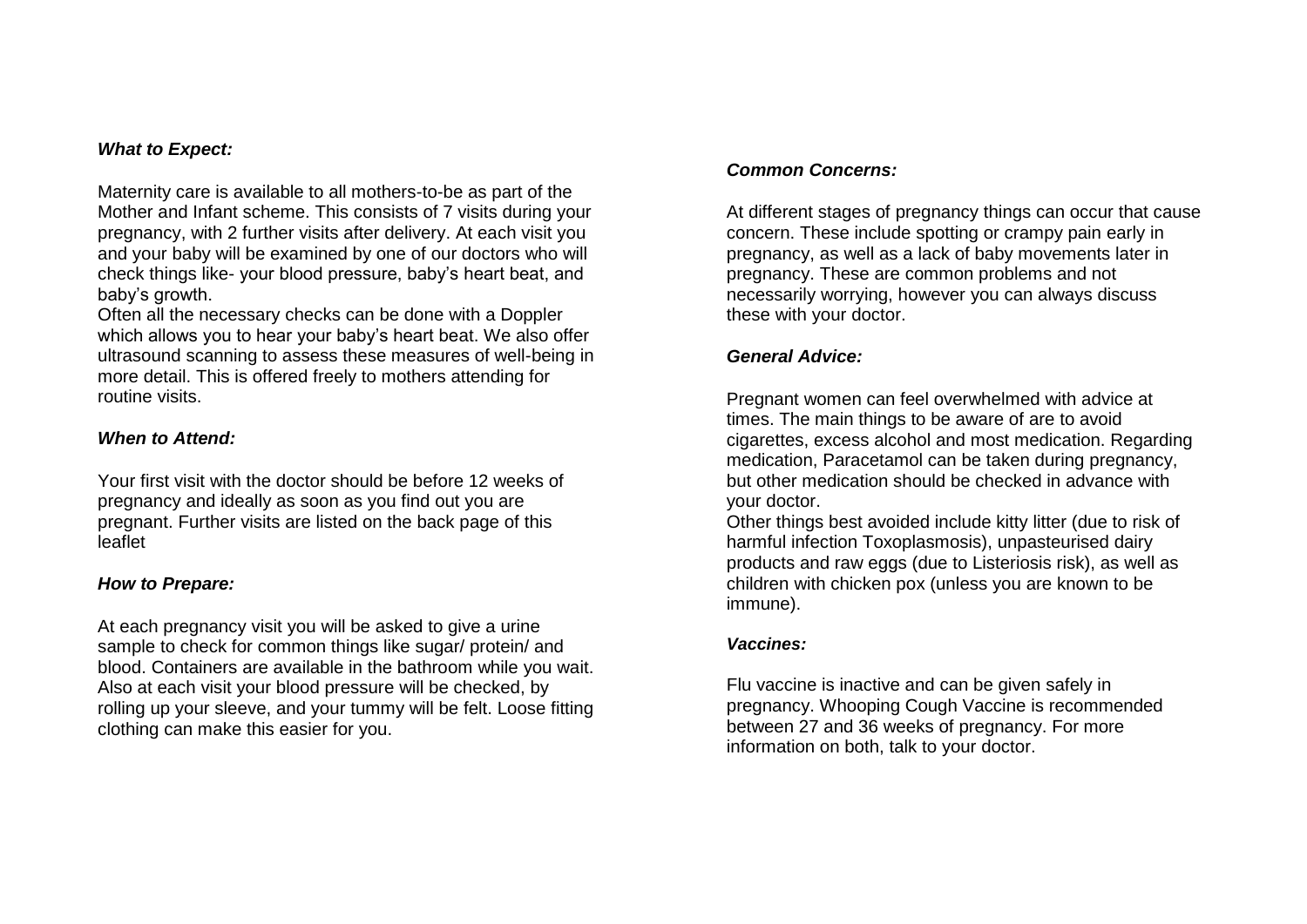***What to Expect:***

Maternity care is available to all mothers-to-be as part of the Mother and Infant scheme. This consists of 7 visits during your pregnancy, with 2 further visits after delivery. At each visit you and your baby will be examined by one of our doctors who will check things like- your blood pressure, baby's heart beat, and baby's growth.

Often all the necessary checks can be done with a Doppler which allows you to hear your baby's heart beat. We also offer ultrasound scanning to assess these measures of well-being in more detail. This is offered freely to mothers attending for routine visits.

***When to Attend:***

Your first visit with the doctor should be before 12 weeks of pregnancy and ideally as soon as you find out you are pregnant. Further visits are listed on the back page of this leaflet

***How to Prepare:***

At each pregnancy visit you will be asked to give a urine sample to check for common things like sugar/ protein/ and blood. Containers are available in the bathroom while you wait. Also at each visit your blood pressure will be checked, by rolling up your sleeve, and your tummy will be felt. Loose fitting clothing can make this easier for you.

***Common Concerns:***

At different stages of pregnancy things can occur that cause concern. These include spotting or crampy pain early in pregnancy, as well as a lack of baby movements later in pregnancy. These are common problems and not necessarily worrying, however you can always discuss these with your doctor.

***General Advice:***

Pregnant women can feel overwhelmed with advice at times. The main things to be aware of are to avoid cigarettes, excess alcohol and most medication. Regarding medication, Paracetamol can be taken during pregnancy, but other medication should be checked in advance with your doctor.

Other things best avoided include kitty litter (due to risk of harmful infection Toxoplasmosis), unpasteurised dairy products and raw eggs (due to Listeriosis risk), as well as children with chicken pox (unless you are known to be immune).

***Vaccines:***

Flu vaccine is inactive and can be given safely in pregnancy. Whooping Cough Vaccine is recommended between 27 and 36 weeks of pregnancy. For more information on both, talk to your doctor.